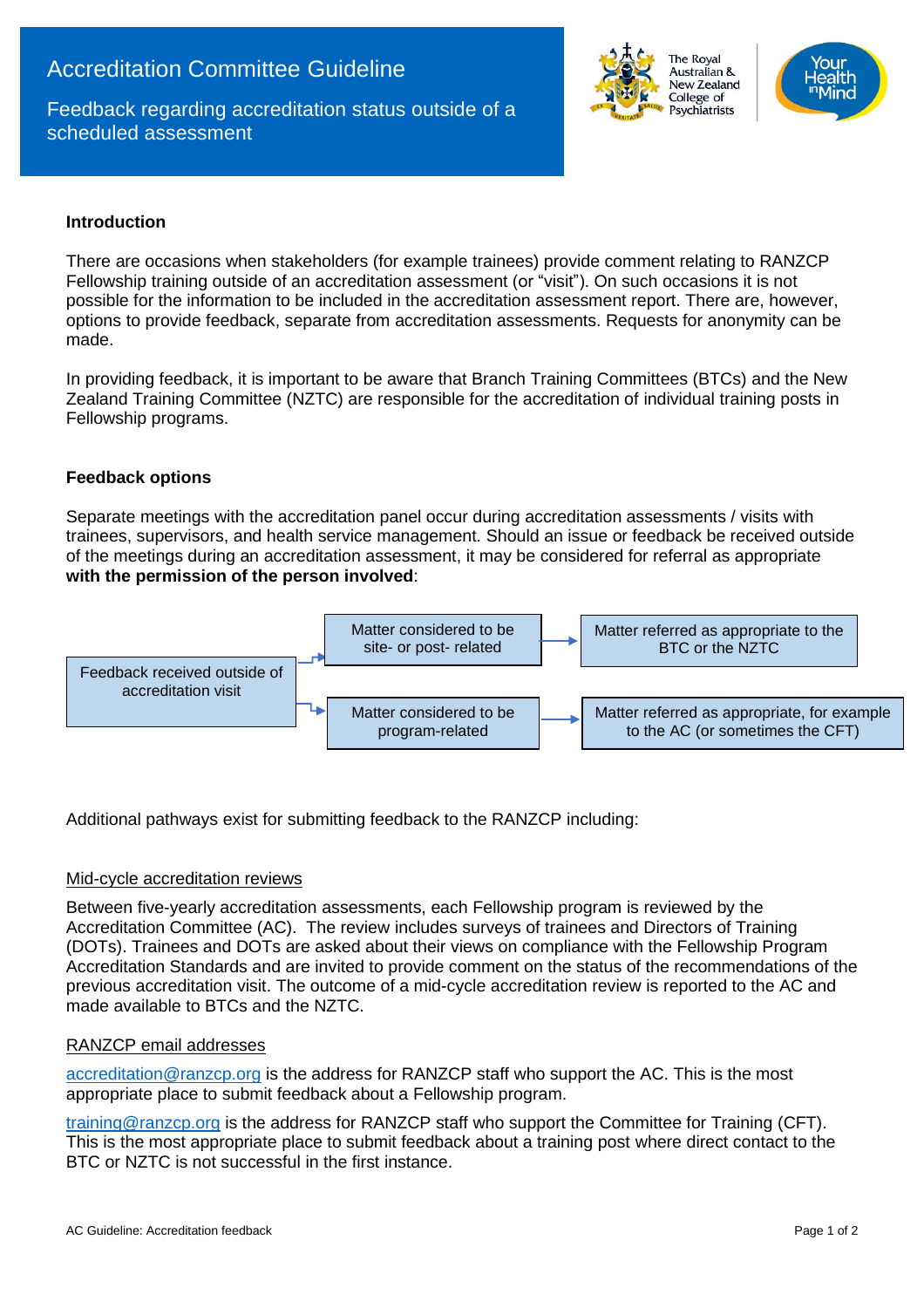# Accreditation Committee Guideline

## Feedback regarding accreditation status outside of a scheduled assessment

### Introduction

There are occasions when stakeholders (for example trainees) provide comment relating to RANZCP Fellowship training outside of an accreditation assessment (or "visit"). On such occasions it is not possible for the information to be included in the accreditation assessment report. There are, however, options to provide feedback, separate from accreditation assessments. Requests for anonymity can be made.

In providing feedback, it is important to be aware that Branch Training Committees (BTCs) and the New Zealand Training Committee (NZTC) are responsible for the accreditation of individual training posts in Fellowship programs.

### Feedback options

Separate meetings with the accreditation panel occur during accreditation assessments / visits with trainees, supervisors, and health service management. Should an issue or feedback be received outside of the meetings during an accreditation assessment, it may be considered for referral as appropriate **with the permission of the person involved**:

- Feedback received outside of accreditation visit
  - Matter considered to be site- or post- related → Matter referred as appropriate to the BTC or the NZTC
  - Matter considered to be program-related → Matter referred as appropriate, for example to the AC (or sometimes the CFT)

Additional pathways exist for submitting feedback to the RANZCP including:

Mid-cycle accreditation reviews

Between five-yearly accreditation assessments, each Fellowship program is reviewed by the Accreditation Committee (AC). The review includes surveys of trainees and Directors of Training (DOTs). Trainees and DOTs are asked about their views on compliance with the Fellowship Program Accreditation Standards and are invited to provide comment on the status of the recommendations of the previous accreditation visit. The outcome of a mid-cycle accreditation review is reported to the AC and made available to BTCs and the NZTC.

RANZCP email addresses

accreditation@ranzcp.org is the address for RANZCP staff who support the AC. This is the most appropriate place to submit feedback about a Fellowship program.

training@ranzcp.org is the address for RANZCP staff who support the Committee for Training (CFT). This is the most appropriate place to submit feedback about a training post where direct contact to the BTC or NZTC is not successful in the first instance.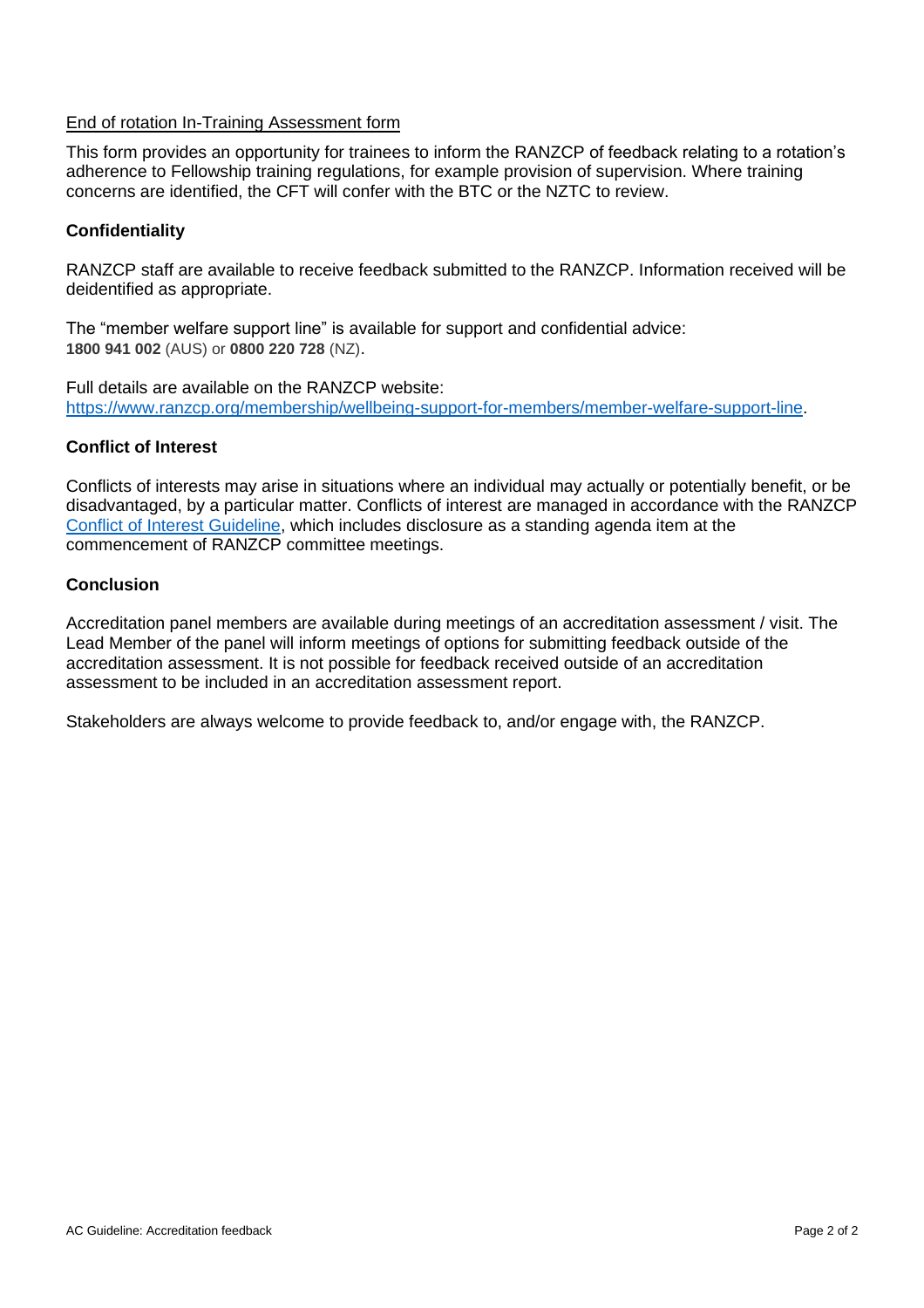End of rotation In-Training Assessment form

This form provides an opportunity for trainees to inform the RANZCP of feedback relating to a rotation's adherence to Fellowship training regulations, for example provision of supervision. Where training concerns are identified, the CFT will confer with the BTC or the NZTC to review.

## Confidentiality

RANZCP staff are available to receive feedback submitted to the RANZCP. Information received will be deidentified as appropriate.

The "member welfare support line" is available for support and confidential advice: **1800 941 002** (AUS) or **0800 220 728** (NZ).

Full details are available on the RANZCP website: [https://www.ranzcp.org/membership/wellbeing-support-for-members/member-welfare-support-line](https://www.ranzcp.org/membership/wellbeing-support-for-members/member-welfare-support-line).

## Conflict of Interest

Conflicts of interests may arise in situations where an individual may actually or potentially benefit, or be disadvantaged, by a particular matter. Conflicts of interest are managed in accordance with the RANZCP Conflict of Interest Guideline, which includes disclosure as a standing agenda item at the commencement of RANZCP committee meetings.

## Conclusion

Accreditation panel members are available during meetings of an accreditation assessment / visit. The Lead Member of the panel will inform meetings of options for submitting feedback outside of the accreditation assessment. It is not possible for feedback received outside of an accreditation assessment to be included in an accreditation assessment report.

Stakeholders are always welcome to provide feedback to, and/or engage with, the RANZCP.